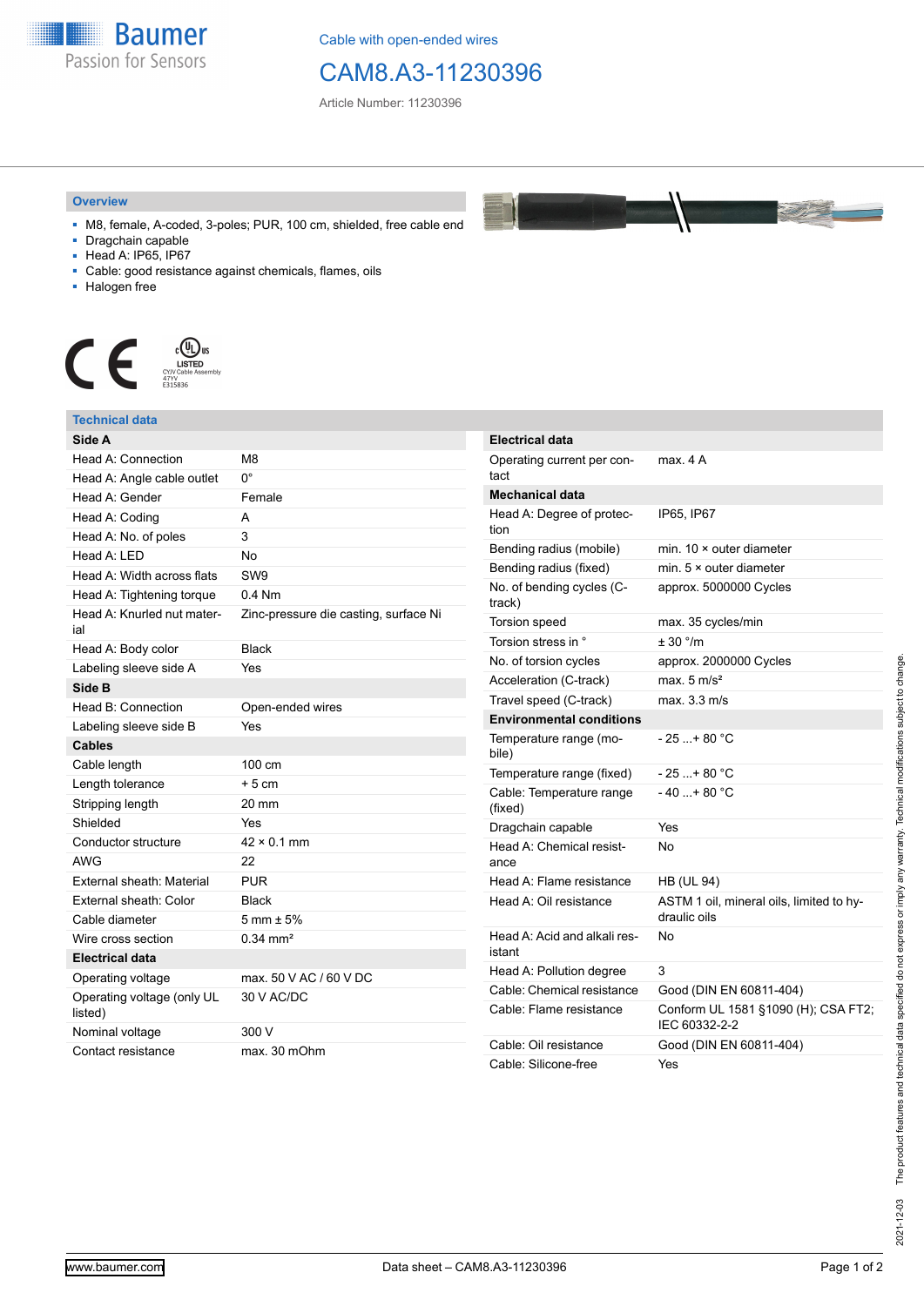Cable with open-ended wires

# CAM8.A3-11230396

Article Number: 11230396

## Overview

- M8, female, A-coded, 3-poles; PUR, 100 cm, shielded, free cable end
- Dragchain capable
- Head A: IP65, IP67
- Cable: good resistance against chemicals, flames, oils
- Halogen free

LISTED
CYJV Cable Assembly
47YY
E315836

## Technical data

| Side A | |
|---|---|
| Head A: Connection | M8 |
| Head A: Angle cable outlet | 0° |
| Head A: Gender | Female |
| Head A: Coding | A |
| Head A: No. of poles | 3 |
| Head A: LED | No |
| Head A: Width across flats | SW9 |
| Head A: Tightening torque | 0.4 Nm |
| Head A: Knurled nut material | Zinc-pressure die casting, surface Ni |
| Head A: Body color | Black |
| Labeling sleeve side A | Yes |
| **Side B** | |
| Head B: Connection | Open-ended wires |
| Labeling sleeve side B | Yes |
| **Cables** | |
| Cable length | 100 cm |
| Length tolerance | + 5 cm |
| Stripping length | 20 mm |
| Shielded | Yes |
| Conductor structure | 42 × 0.1 mm |
| AWG | 22 |
| External sheath: Material | PUR |
| External sheath: Color | Black |
| Cable diameter | 5 mm ± 5% |
| Wire cross section | 0.34 mm² |
| **Electrical data** | |
| Operating voltage | max. 50 V AC / 60 V DC |
| Operating voltage (only UL listed) | 30 V AC/DC |
| Nominal voltage | 300 V |
| Contact resistance | max. 30 mOhm |

| Electrical data | |
|---|---|
| Operating current per contact | max. 4 A |
| **Mechanical data** | |
| Head A: Degree of protection | IP65, IP67 |
| Bending radius (mobile) | min. 10 × outer diameter |
| Bending radius (fixed) | min. 5 × outer diameter |
| No. of bending cycles (C-track) | approx. 5000000 Cycles |
| Torsion speed | max. 35 cycles/min |
| Torsion stress in ° | ± 30 °/m |
| No. of torsion cycles | approx. 2000000 Cycles |
| Acceleration (C-track) | max. 5 m/s² |
| Travel speed (C-track) | max. 3.3 m/s |
| **Environmental conditions** | |
| Temperature range (mobile) | - 25 ...+ 80 °C |
| Temperature range (fixed) | - 25 ...+ 80 °C |
| Cable: Temperature range (fixed) | - 40 ...+ 80 °C |
| Dragchain capable | Yes |
| Head A: Chemical resistance | No |
| Head A: Flame resistance | HB (UL 94) |
| Head A: Oil resistance | ASTM 1 oil, mineral oils, limited to hydraulic oils |
| Head A: Acid and alkali resistant | No |
| Head A: Pollution degree | 3 |
| Cable: Chemical resistance | Good (DIN EN 60811-404) |
| Cable: Flame resistance | Conform UL 1581 §1090 (H); CSA FT2; IEC 60332-2-2 |
| Cable: Oil resistance | Good (DIN EN 60811-404) |
| Cable: Silicone-free | Yes |

2021-12-03 The product features and technical data specified do not express or imply any warranty. Technical modifications subject to change.

www.baumer.com Data sheet – CAM8.A3-11230396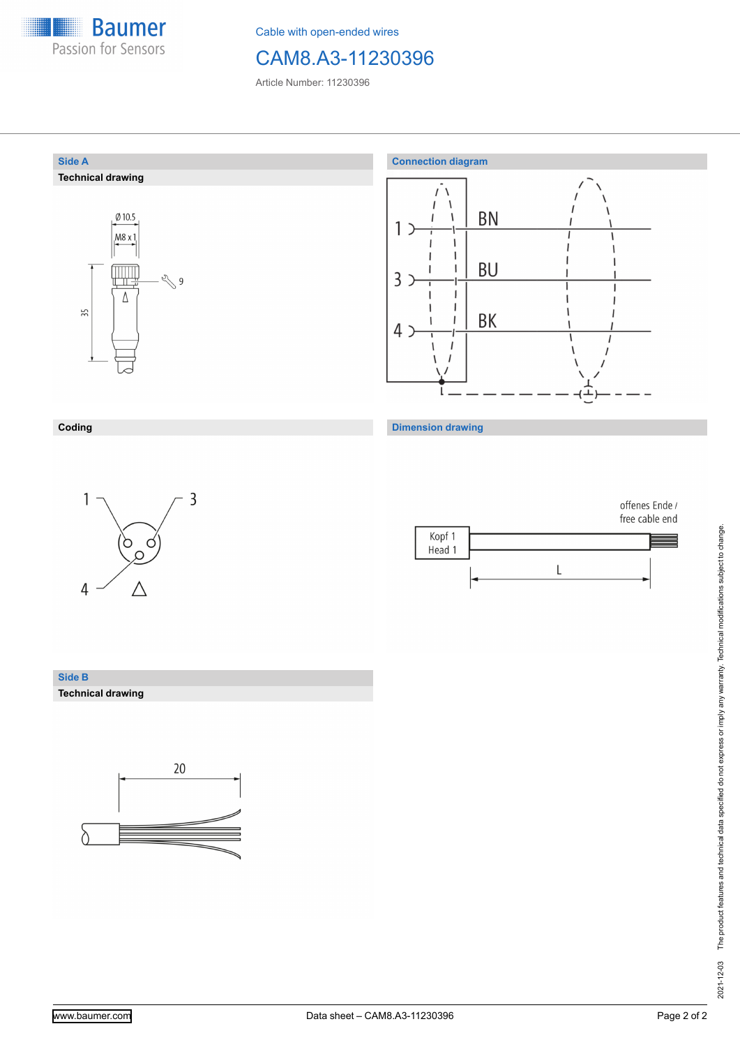Cable with open-ended wires

# CAM8.A3-11230396

Article Number: 11230396

## Side A

### Technical drawing

Ø 10.5
M8 x 1
9
35

## Connection diagram

1
3
4
BN
BU
BK

### Coding

1
3
4

## Dimension drawing

offenes Ende / free cable end
Kopf 1
Head 1
L

## Side B

### Technical drawing

20

2021-12-03 The product features and technical data specified do not express or imply any warranty. Technical modifications subject to change.

www.baumer.com

Data sheet – CAM8.A3-11230396